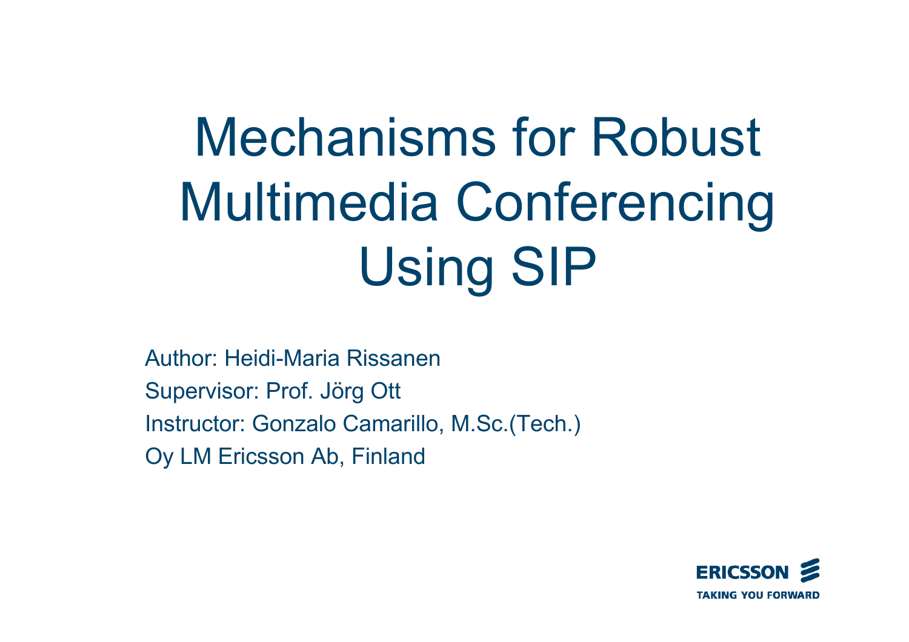# Mechanisms for Robust Multimedia Conferencing Using SIP

Author: Heidi-Maria Rissanen

Supervisor: Prof. Jörg Ott

Instructor: Gonzalo Camarillo, M.Sc.(Tech.)

Oy LM Ericsson Ab, Finland

ERICSSON

TAKING YOU FORWARD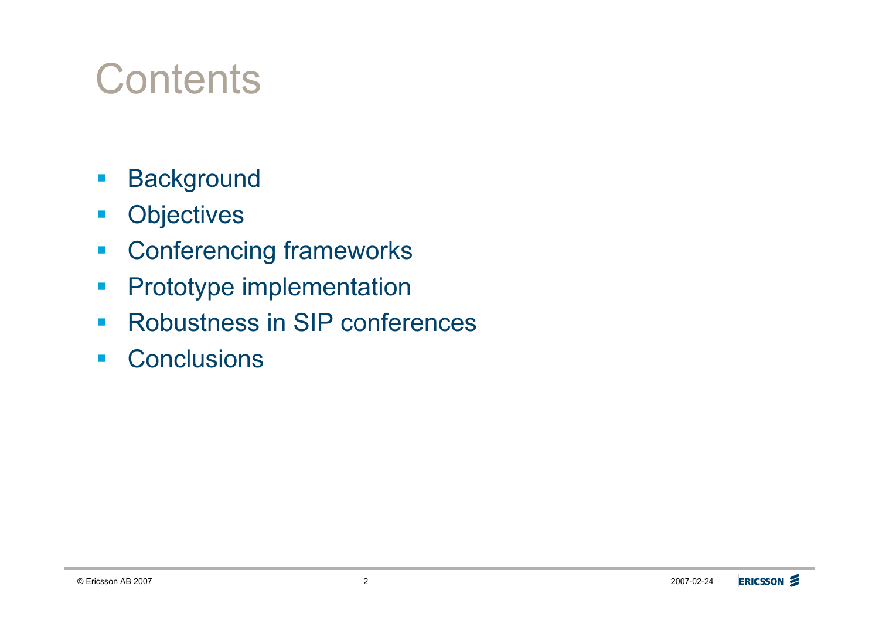# Contents

- Background
- Objectives
- Conferencing frameworks
- Prototype implementation
- Robustness in SIP conferences
- Conclusions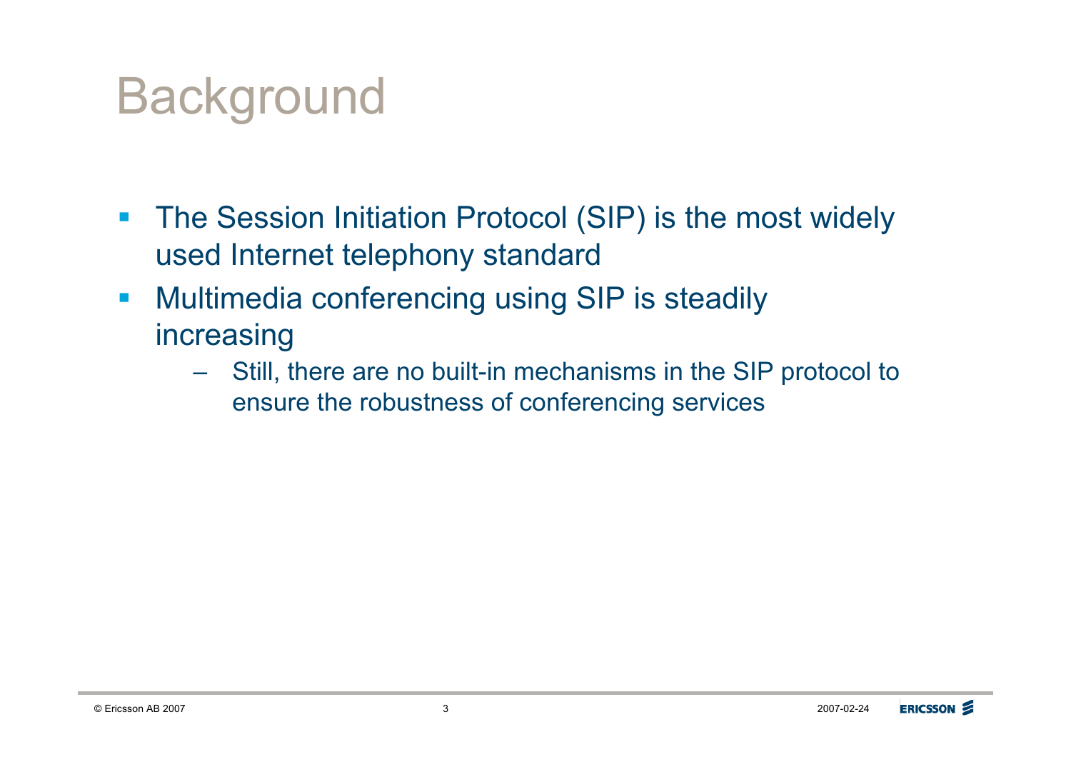# Background

- The Session Initiation Protocol (SIP) is the most widely used Internet telephony standard
- Multimedia conferencing using SIP is steadily increasing
  - Still, there are no built-in mechanisms in the SIP protocol to ensure the robustness of conferencing services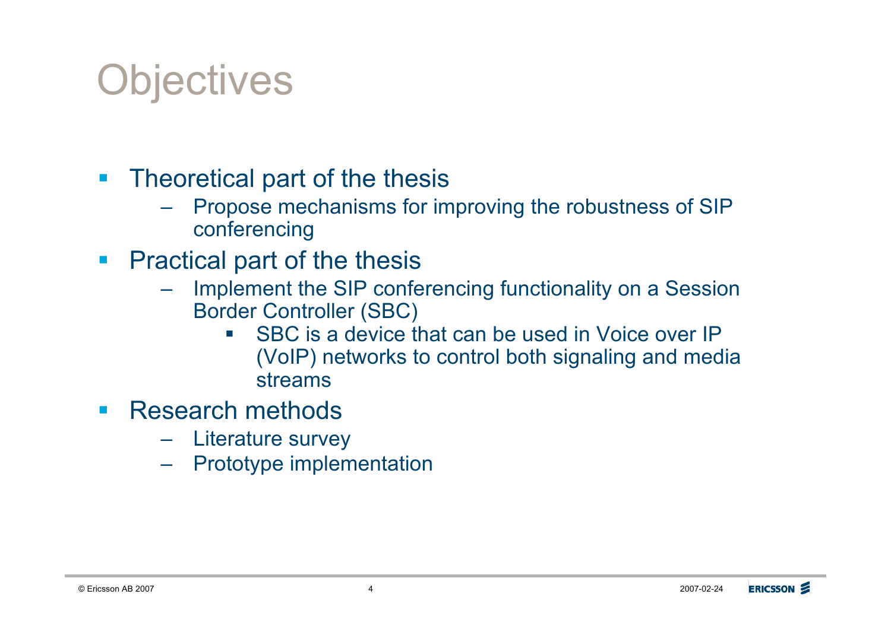# Objectives

- Theoretical part of the thesis
  - Propose mechanisms for improving the robustness of SIP conferencing
- Practical part of the thesis
  - Implement the SIP conferencing functionality on a Session Border Controller (SBC)
    - SBC is a device that can be used in Voice over IP (VoIP) networks to control both signaling and media streams
- Research methods
  - Literature survey
  - Prototype implementation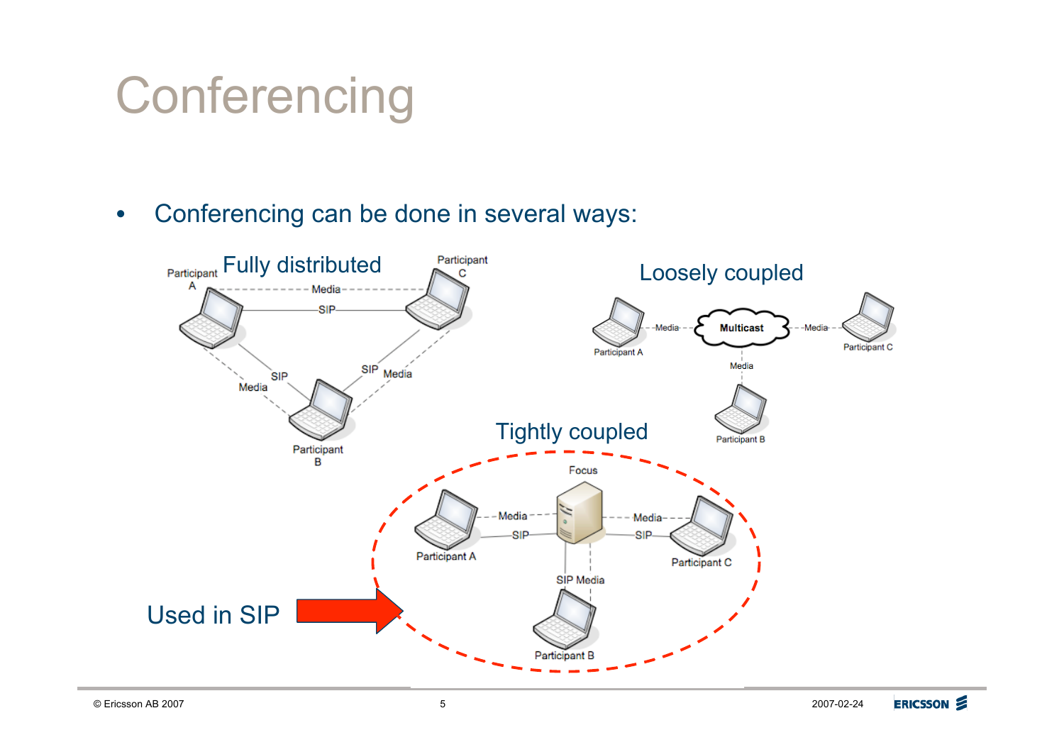# Conferencing

- Conferencing can be done in several ways:

Fully distributed

Participant A — Media / SIP — Participant C

Participant A — SIP / Media — Participant B

Participant C — SIP / Media — Participant B

Loosely coupled

Participant A — Media — Multicast — Media — Participant C

Multicast — Media — Participant B

Tightly coupled

Focus

Participant A — Media / SIP — Focus — Media / SIP — Participant C

Focus — SIP Media — Participant B

Used in SIP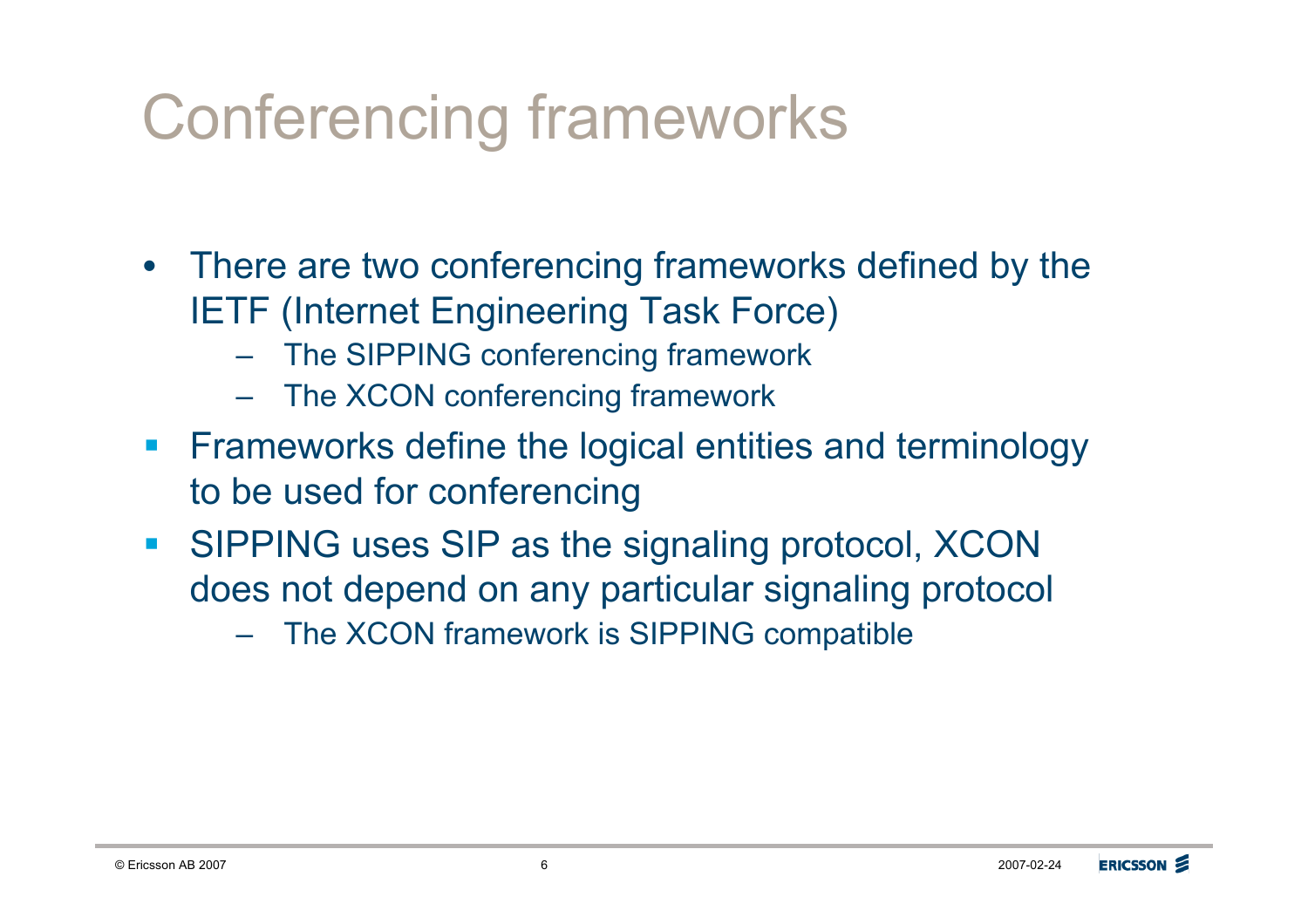# Conferencing frameworks

- There are two conferencing frameworks defined by the IETF (Internet Engineering Task Force)
  - The SIPPING conferencing framework
  - The XCON conferencing framework
- Frameworks define the logical entities and terminology to be used for conferencing
- SIPPING uses SIP as the signaling protocol, XCON does not depend on any particular signaling protocol
  - The XCON framework is SIPPING compatible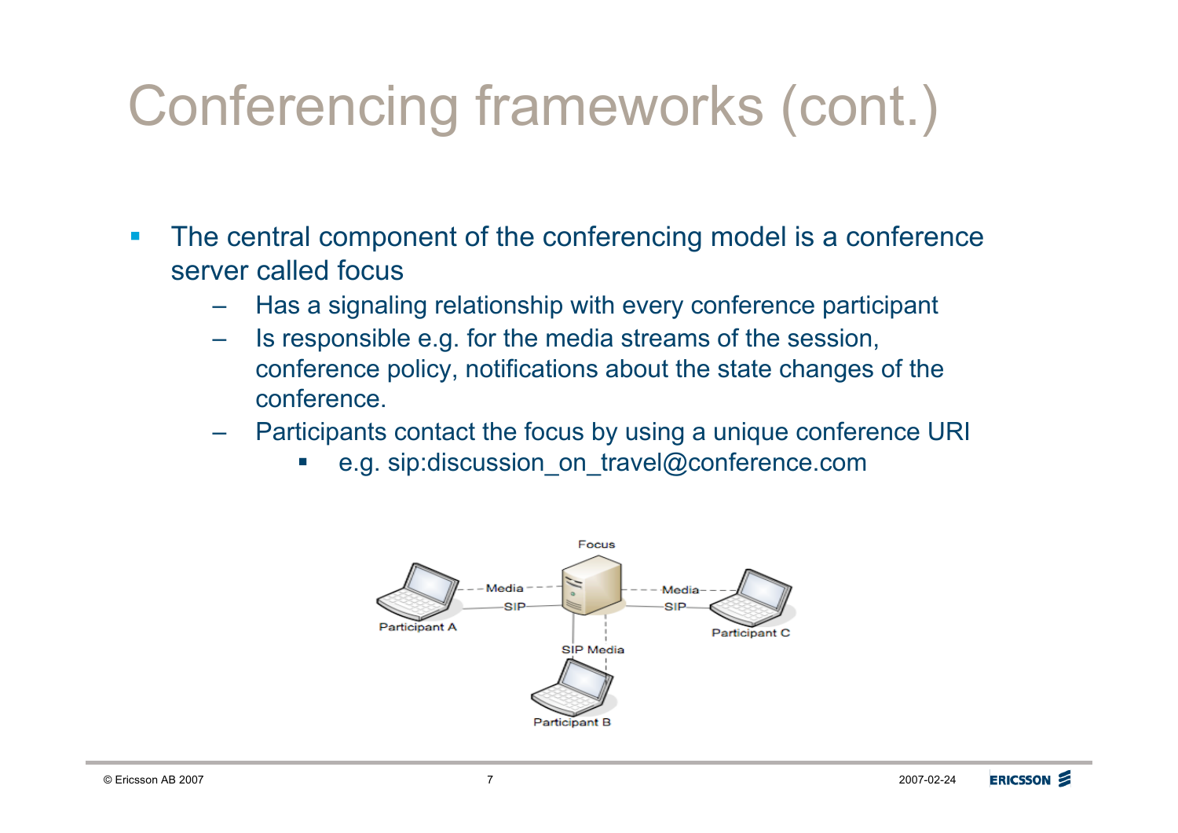# Conferencing frameworks (cont.)

- The central component of the conferencing model is a conference server called focus
  - Has a signaling relationship with every conference participant
  - Is responsible e.g. for the media streams of the session, conference policy, notifications about the state changes of the conference.
  - Participants contact the focus by using a unique conference URI
    - e.g. sip:discussion_on_travel@conference.com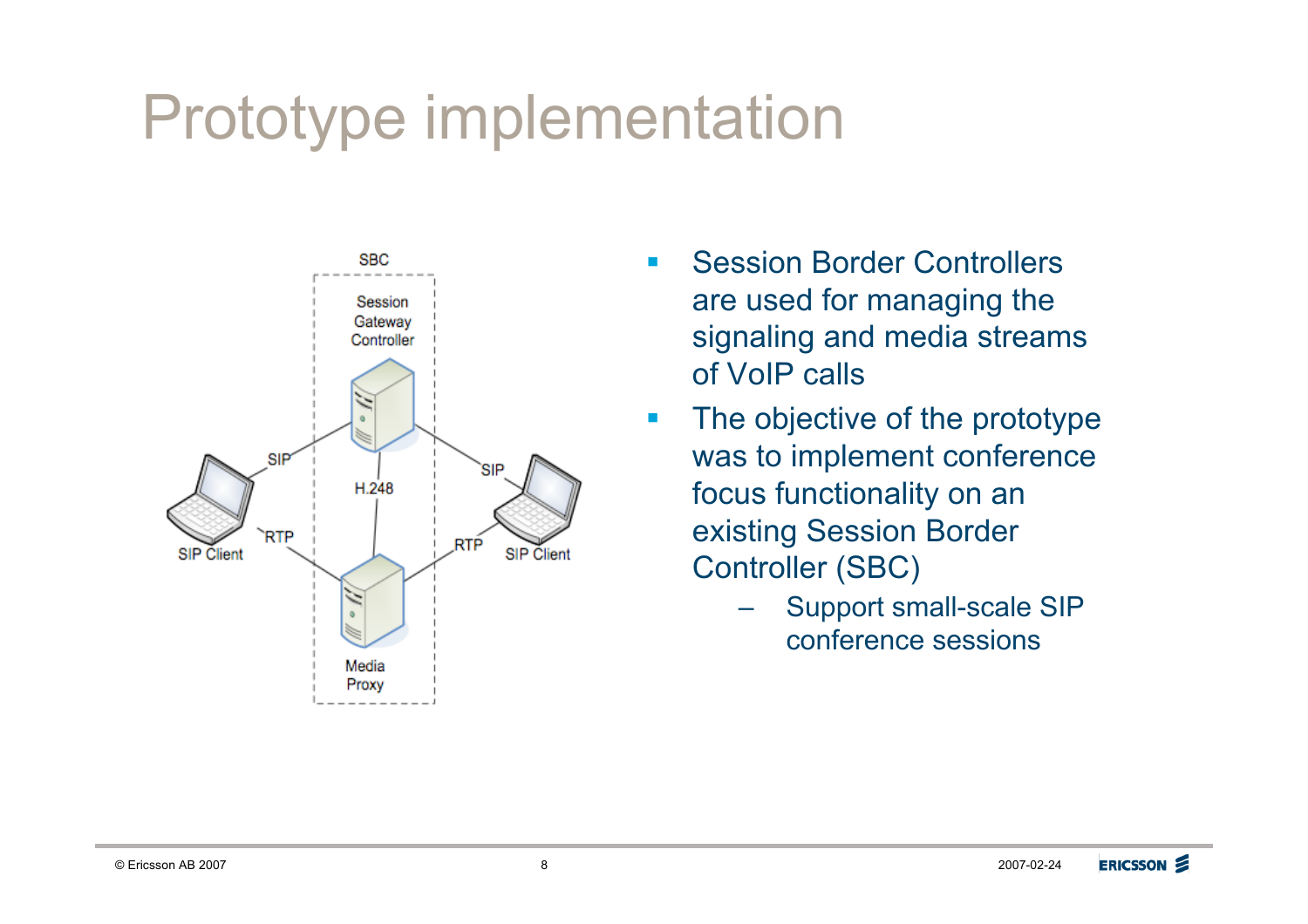# Prototype implementation

- Session Border Controllers are used for managing the signaling and media streams of VoIP calls
- The objective of the prototype was to implement conference focus functionality on an existing Session Border Controller (SBC)
  - Support small-scale SIP conference sessions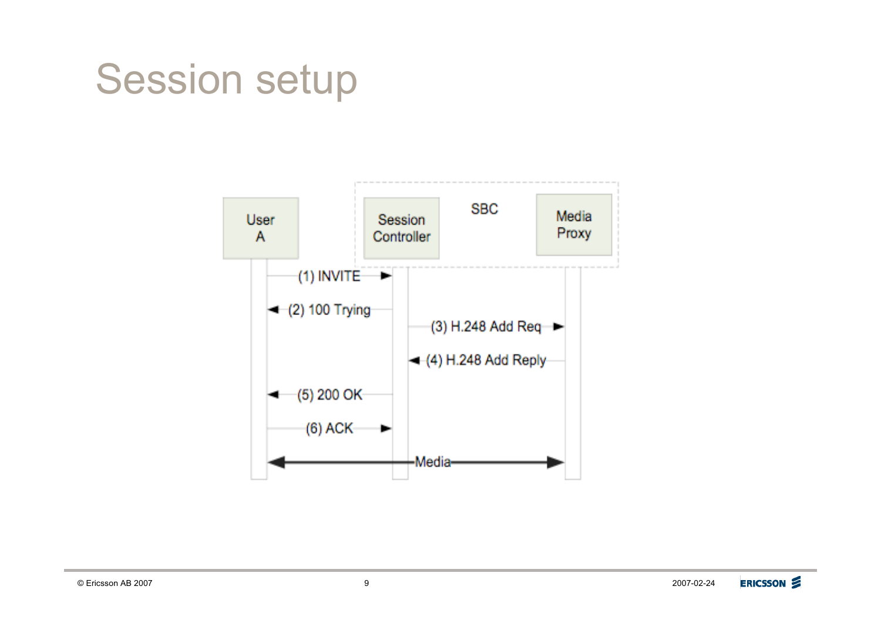# Session setup

SBC

User A

Session Controller

Media Proxy

(1) INVITE

(2) 100 Trying

(3) H.248 Add Req

(4) H.248 Add Reply

(5) 200 OK

(6) ACK

Media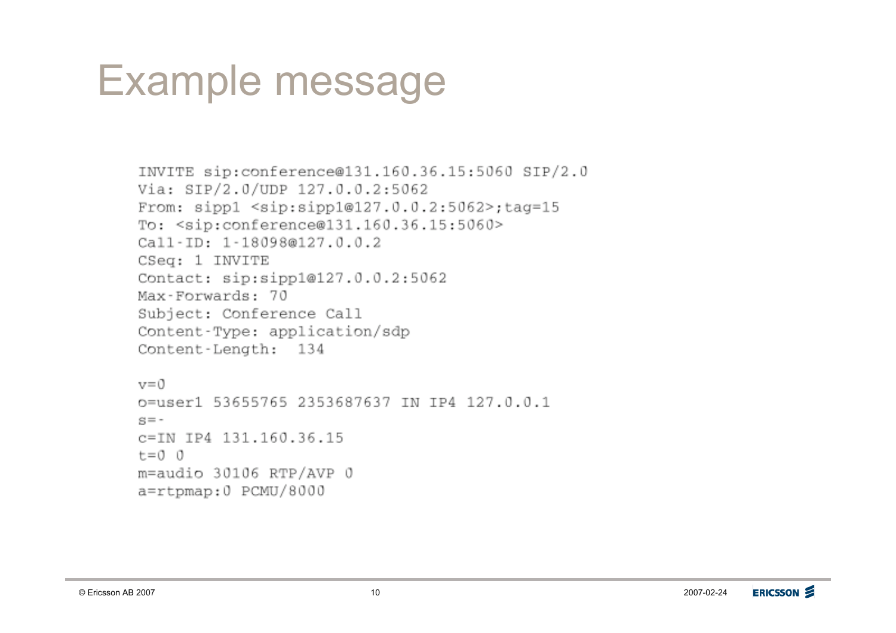# Example message

```
INVITE sip:conference@131.160.36.15:5060 SIP/2.0
Via: SIP/2.0/UDP 127.0.0.2:5062
From: sipp1 <sip:sipp1@127.0.0.2:5062>;tag=15
To: <sip:conference@131.160.36.15:5060>
Call-ID: 1-18098@127.0.0.2
CSeq: 1 INVITE
Contact: sip:sipp1@127.0.0.2:5062
Max-Forwards: 70
Subject: Conference Call
Content-Type: application/sdp
Content-Length:  134

v=0
o=user1 53655765 2353687637 IN IP4 127.0.0.1
s=-
c=IN IP4 131.160.36.15
t=0 0
m=audio 30106 RTP/AVP 0
a=rtpmap:0 PCMU/8000
```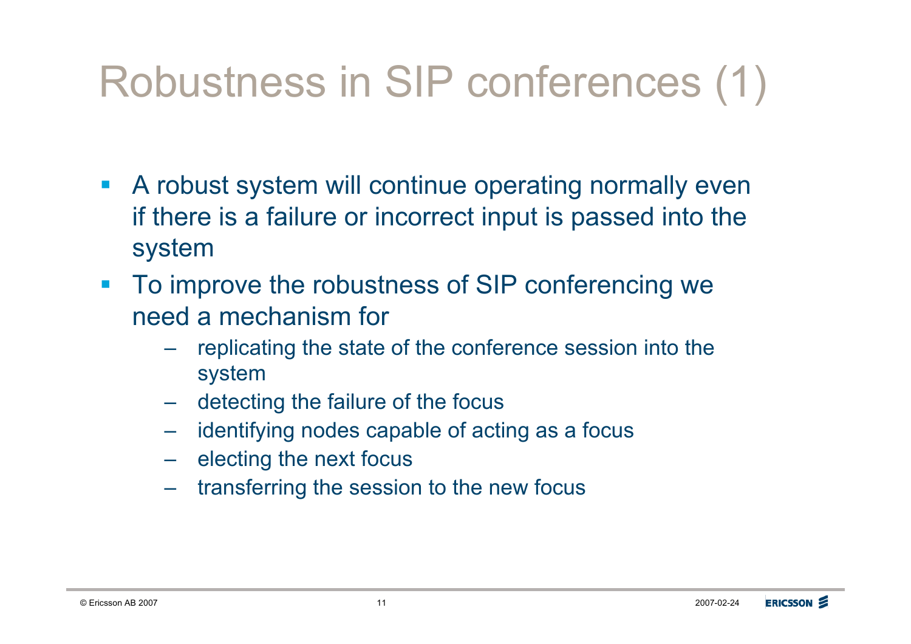# Robustness in SIP conferences (1)

- A robust system will continue operating normally even if there is a failure or incorrect input is passed into the system
- To improve the robustness of SIP conferencing we need a mechanism for
  - replicating the state of the conference session into the system
  - detecting the failure of the focus
  - identifying nodes capable of acting as a focus
  - electing the next focus
  - transferring the session to the new focus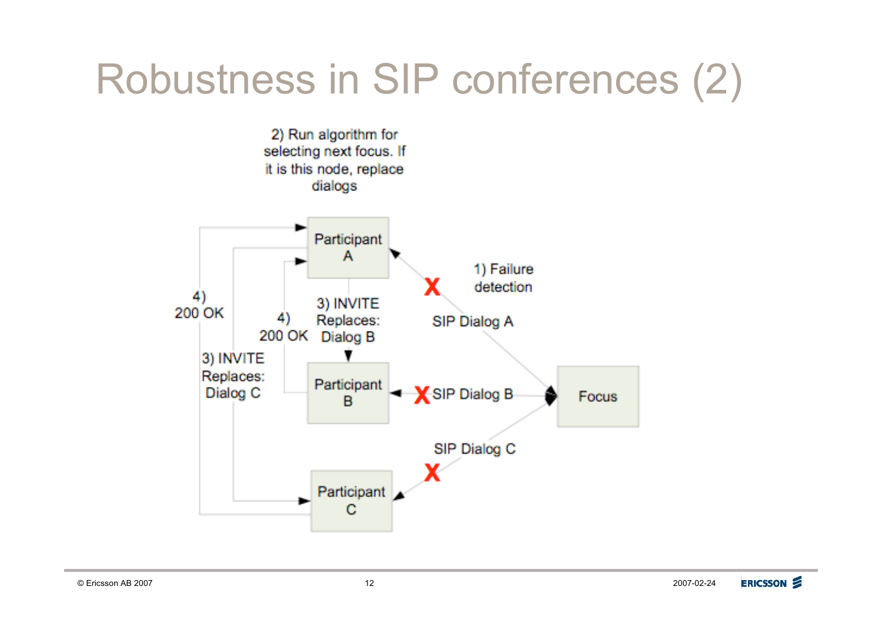# Robustness in SIP conferences (2)

2) Run algorithm for selecting next focus. If it is this node, replace dialogs

1) Failure detection

SIP Dialog A

SIP Dialog B

SIP Dialog C

3) INVITE Replaces: Dialog B

4) 200 OK

3) INVITE Replaces: Dialog C

4) 200 OK

Participant A

Participant B

Participant C

Focus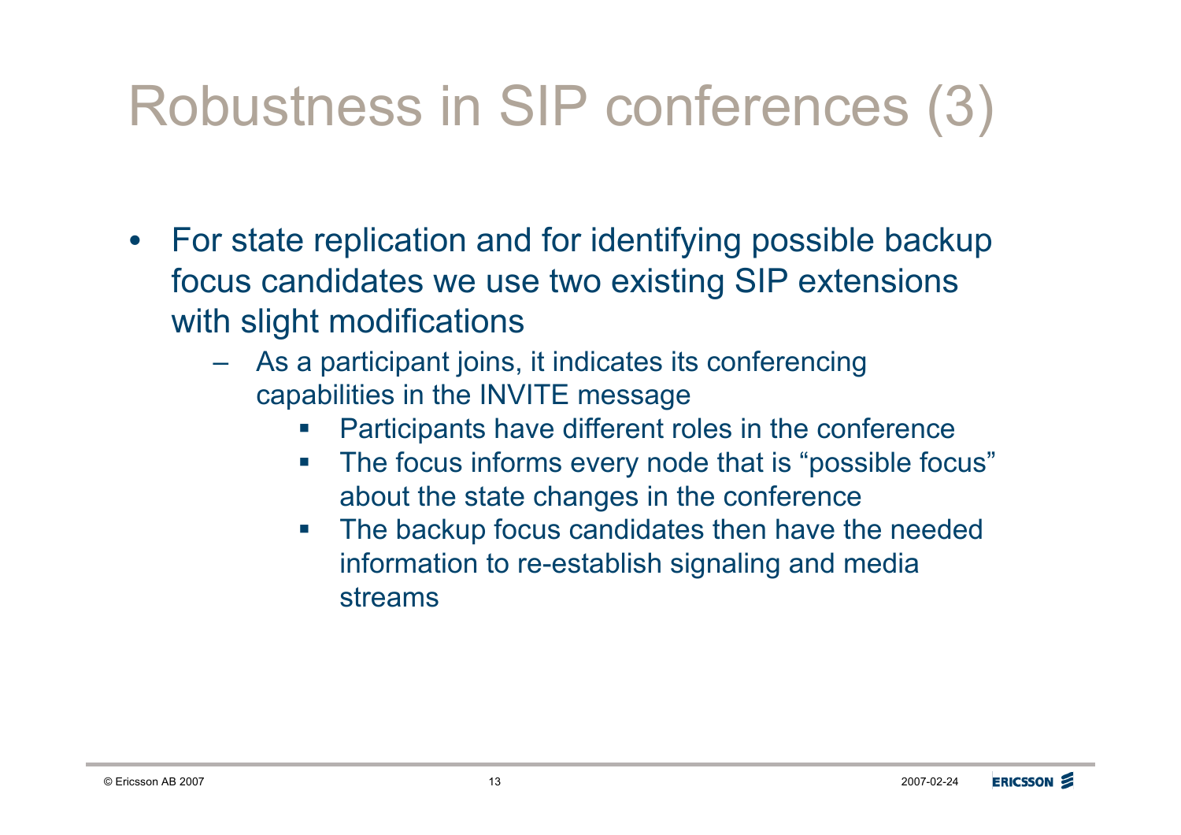# Robustness in SIP conferences (3)

- For state replication and for identifying possible backup focus candidates we use two existing SIP extensions with slight modifications
  - As a participant joins, it indicates its conferencing capabilities in the INVITE message
    - Participants have different roles in the conference
    - The focus informs every node that is “possible focus” about the state changes in the conference
    - The backup focus candidates then have the needed information to re-establish signaling and media streams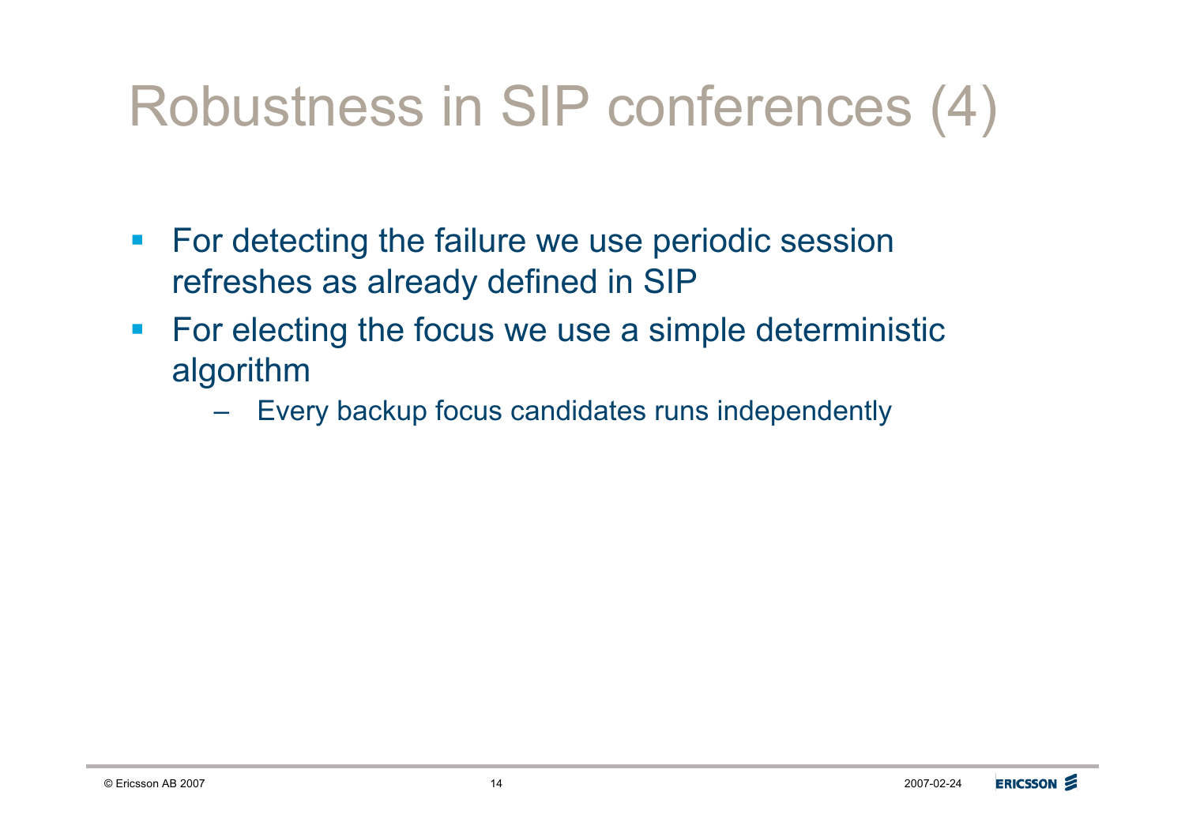# Robustness in SIP conferences (4)

- For detecting the failure we use periodic session refreshes as already defined in SIP
- For electing the focus we use a simple deterministic algorithm
  - Every backup focus candidates runs independently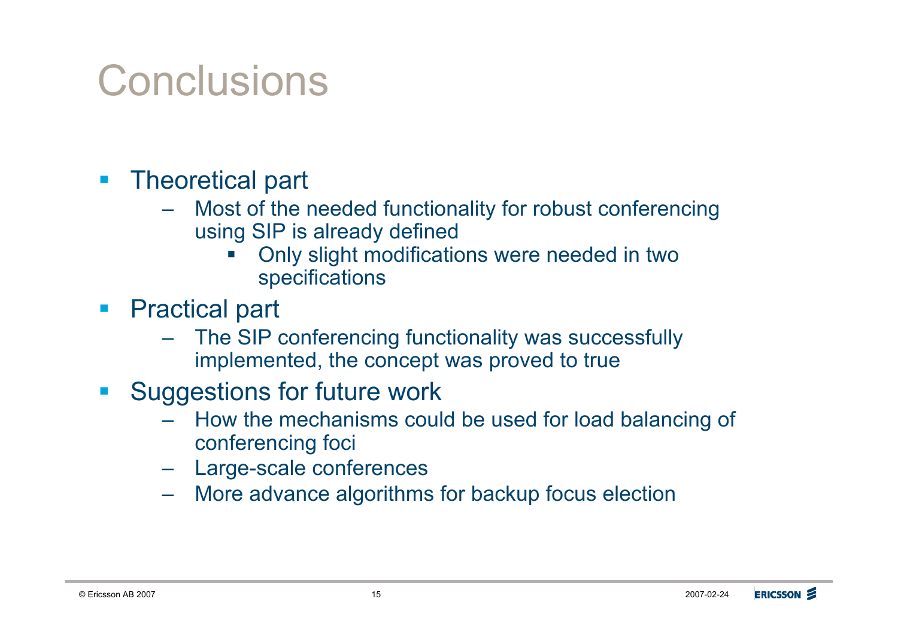# Conclusions

- Theoretical part
  - Most of the needed functionality for robust conferencing using SIP is already defined
    - Only slight modifications were needed in two specifications
- Practical part
  - The SIP conferencing functionality was successfully implemented, the concept was proved to true
- Suggestions for future work
  - How the mechanisms could be used for load balancing of conferencing foci
  - Large-scale conferences
  - More advance algorithms for backup focus election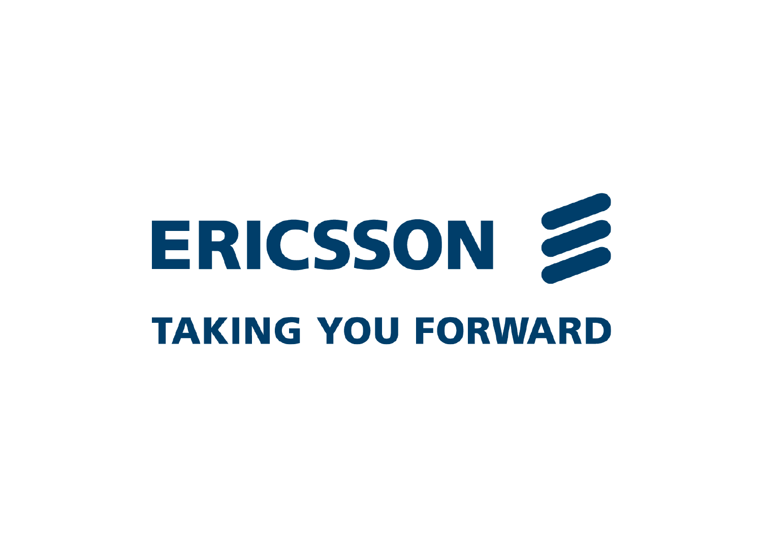ERICSSON

TAKING YOU FORWARD